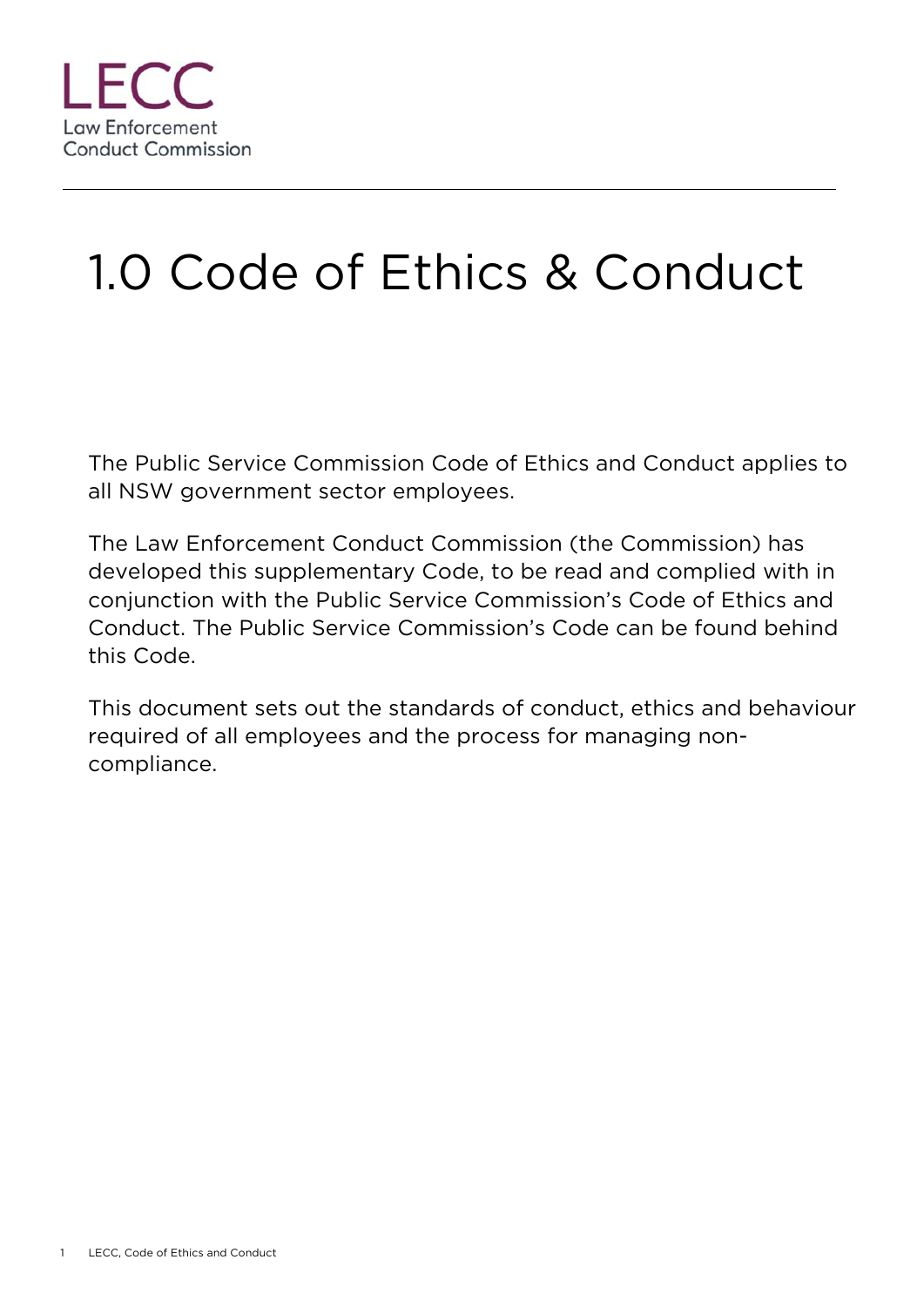LECC
Law Enforcement
Conduct Commission

# 1.0 Code of Ethics & Conduct

The Public Service Commission Code of Ethics and Conduct applies to all NSW government sector employees.

The Law Enforcement Conduct Commission (the Commission) has developed this supplementary Code, to be read and complied with in conjunction with the Public Service Commission's Code of Ethics and Conduct. The Public Service Commission's Code can be found behind this Code.

This document sets out the standards of conduct, ethics and behaviour required of all employees and the process for managing non-compliance.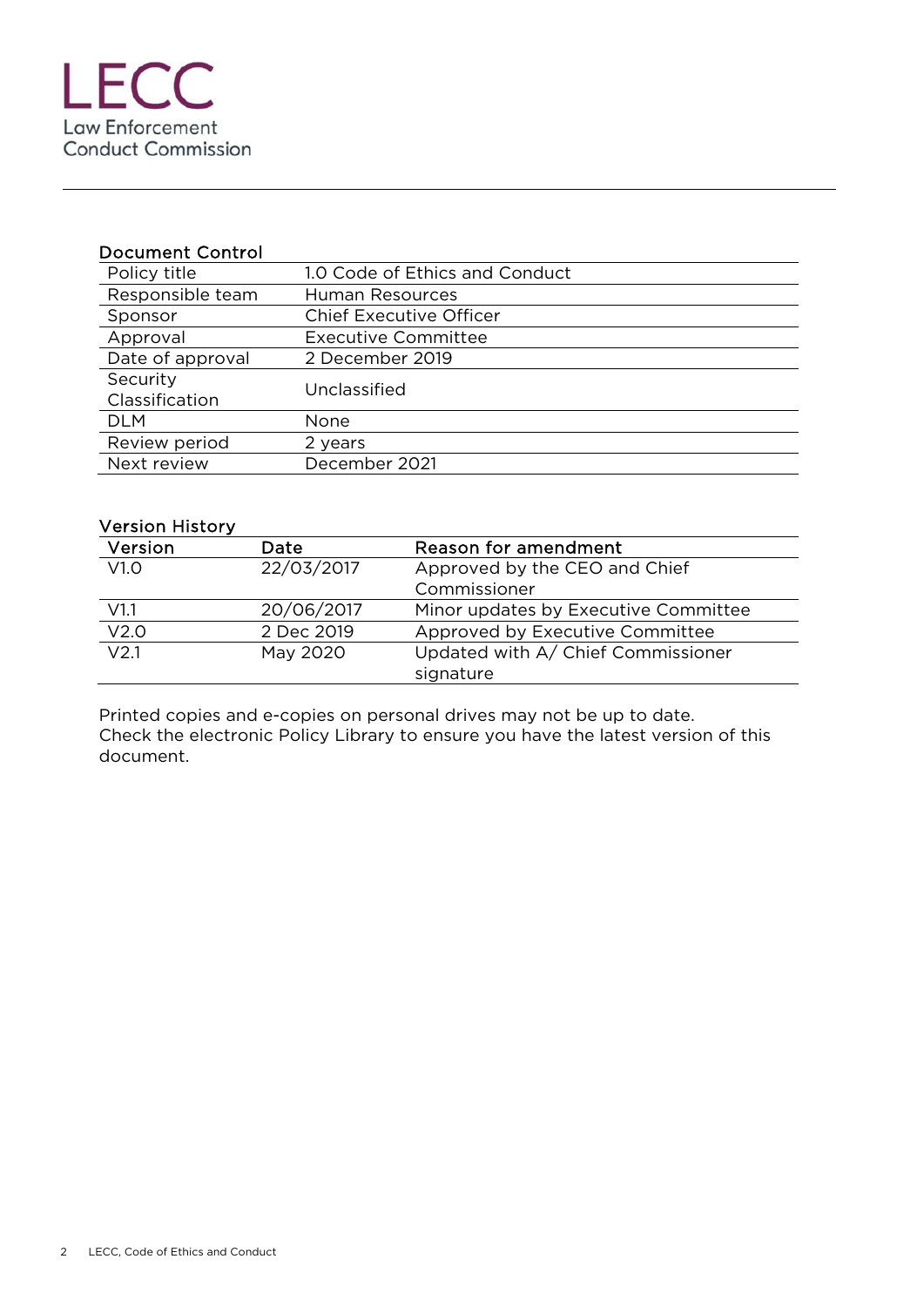LECC
Law Enforcement
Conduct Commission

## Document Control

| | |
|---|---|
| Policy title | 1.0 Code of Ethics and Conduct |
| Responsible team | Human Resources |
| Sponsor | Chief Executive Officer |
| Approval | Executive Committee |
| Date of approval | 2 December 2019 |
| Security Classification | Unclassified |
| DLM | None |
| Review period | 2 years |
| Next review | December 2021 |

## Version History

| Version | Date | Reason for amendment |
|---|---|---|
| V1.0 | 22/03/2017 | Approved by the CEO and Chief Commissioner |
| V1.1 | 20/06/2017 | Minor updates by Executive Committee |
| V2.0 | 2 Dec 2019 | Approved by Executive Committee |
| V2.1 | May 2020 | Updated with A/ Chief Commissioner signature |

Printed copies and e-copies on personal drives may not be up to date. Check the electronic Policy Library to ensure you have the latest version of this document.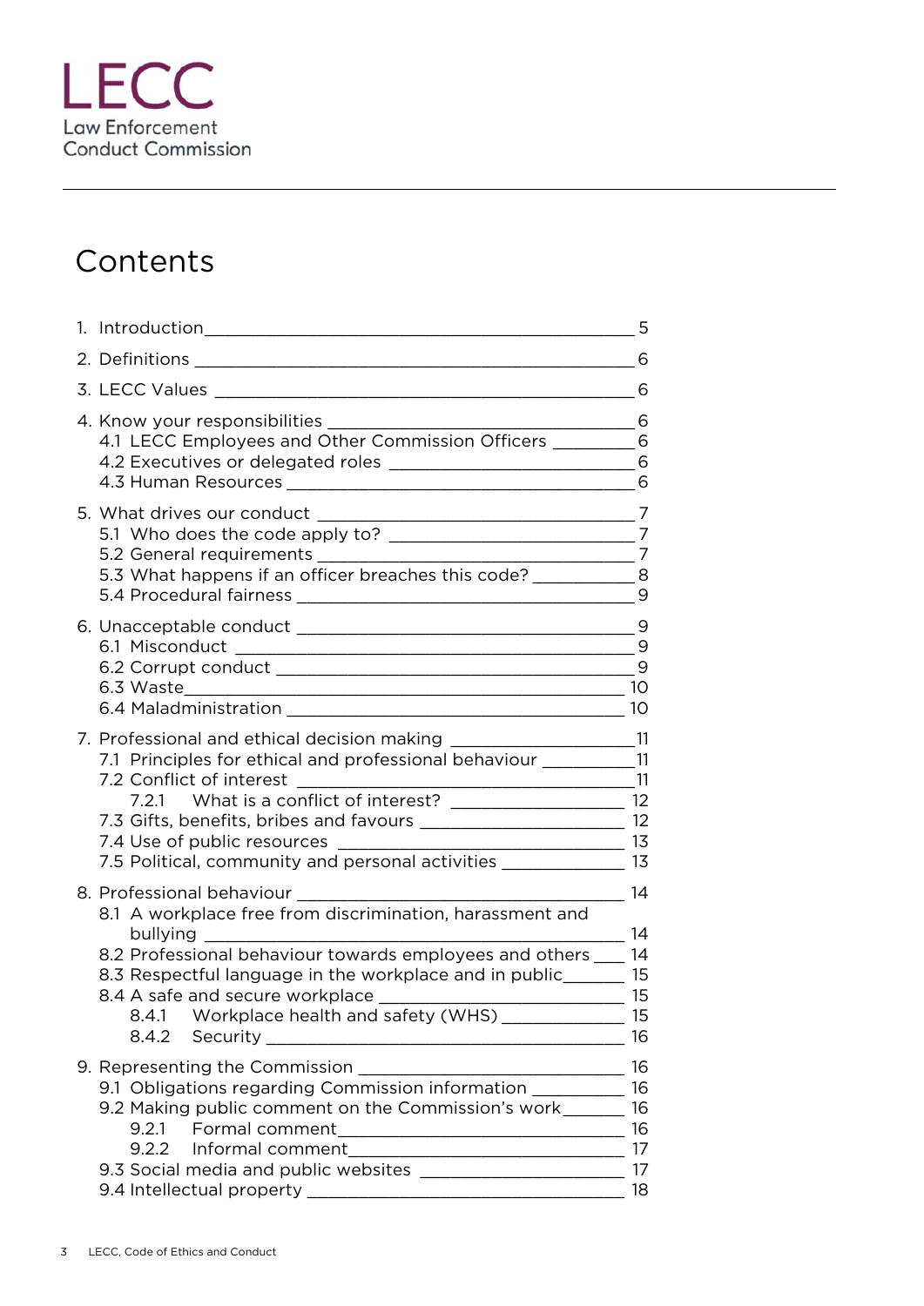LECC
Law Enforcement
Conduct Commission

# Contents

1. Introduction 5
2. Definitions 6
3. LECC Values 6
4. Know your responsibilities 6
   - 4.1 LECC Employees and Other Commission Officers 6
   - 4.2 Executives or delegated roles 6
   - 4.3 Human Resources 6
5. What drives our conduct 7
   - 5.1 Who does the code apply to? 7
   - 5.2 General requirements 7
   - 5.3 What happens if an officer breaches this code? 8
   - 5.4 Procedural fairness 9
6. Unacceptable conduct 9
   - 6.1 Misconduct 9
   - 6.2 Corrupt conduct 9
   - 6.3 Waste 10
   - 6.4 Maladministration 10
7. Professional and ethical decision making 11
   - 7.1 Principles for ethical and professional behaviour 11
   - 7.2 Conflict of interest 11
     - 7.2.1 What is a conflict of interest? 12
   - 7.3 Gifts, benefits, bribes and favours 12
   - 7.4 Use of public resources 13
   - 7.5 Political, community and personal activities 13
8. Professional behaviour 14
   - 8.1 A workplace free from discrimination, harassment and bullying 14
   - 8.2 Professional behaviour towards employees and others 14
   - 8.3 Respectful language in the workplace and in public 15
   - 8.4 A safe and secure workplace 15
     - 8.4.1 Workplace health and safety (WHS) 15
     - 8.4.2 Security 16
9. Representing the Commission 16
   - 9.1 Obligations regarding Commission information 16
   - 9.2 Making public comment on the Commission's work 16
     - 9.2.1 Formal comment 16
     - 9.2.2 Informal comment 17
   - 9.3 Social media and public websites 17
   - 9.4 Intellectual property 18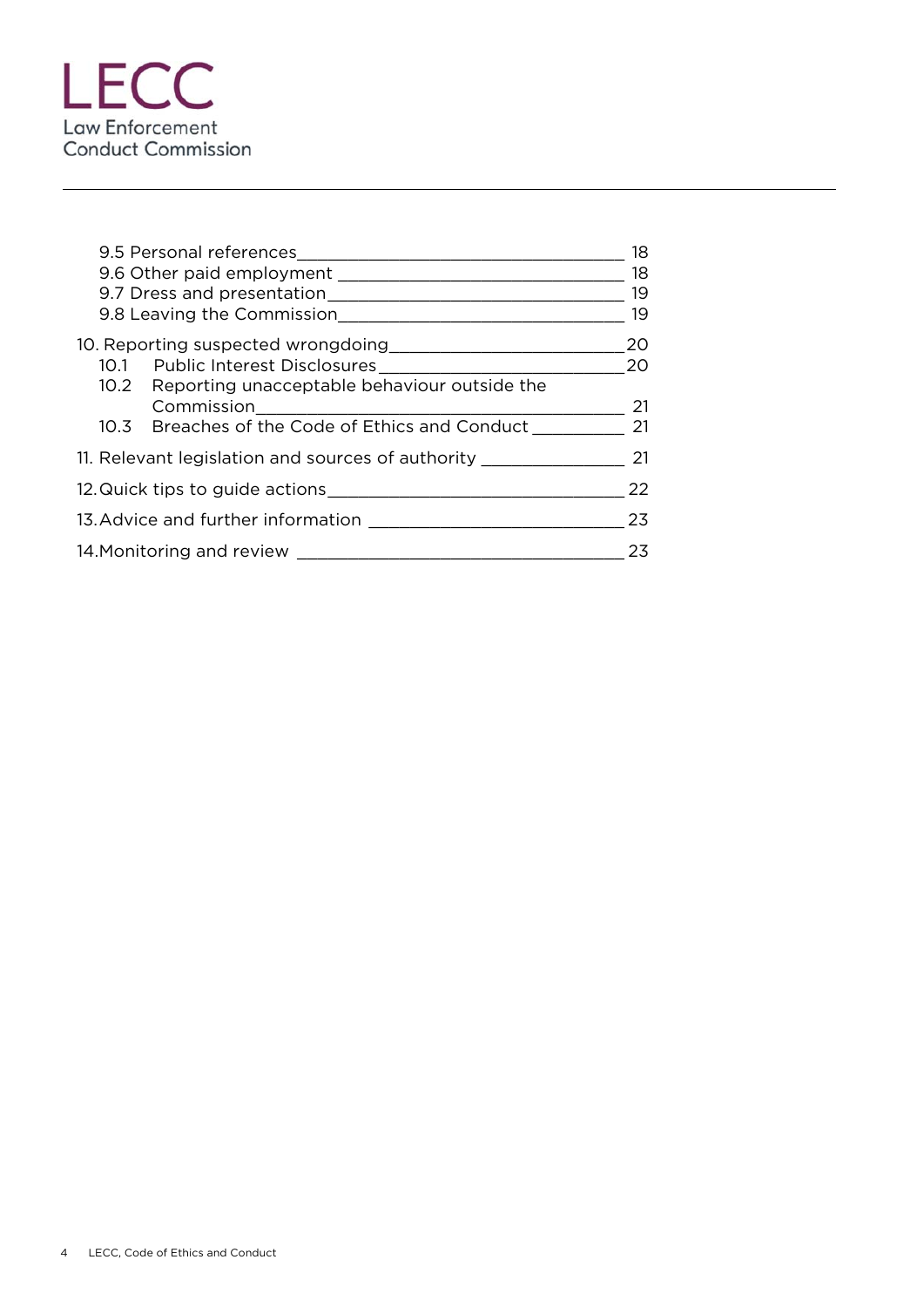9.5 Personal references ____ 18
9.6 Other paid employment ____ 18
9.7 Dress and presentation ____ 19
9.8 Leaving the Commission ____ 19

10. Reporting suspected wrongdoing ____ 20
10.1 Public Interest Disclosures ____ 20
10.2 Reporting unacceptable behaviour outside the Commission ____ 21
10.3 Breaches of the Code of Ethics and Conduct ____ 21

11. Relevant legislation and sources of authority ____ 21

12. Quick tips to guide actions ____ 22

13. Advice and further information ____ 23

14. Monitoring and review ____ 23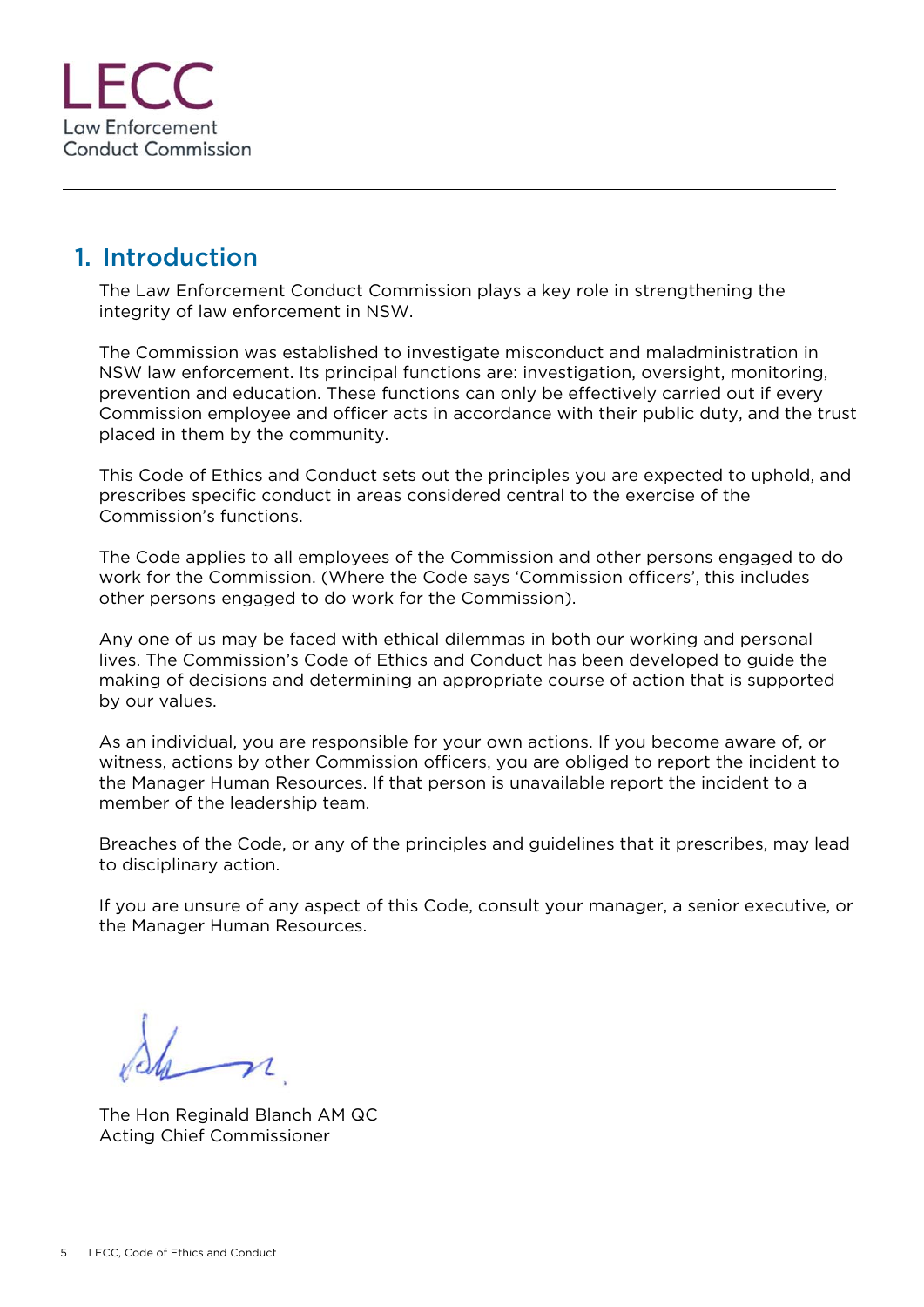LECC
Law Enforcement
Conduct Commission

## 1. Introduction

The Law Enforcement Conduct Commission plays a key role in strengthening the integrity of law enforcement in NSW.

The Commission was established to investigate misconduct and maladministration in NSW law enforcement. Its principal functions are: investigation, oversight, monitoring, prevention and education. These functions can only be effectively carried out if every Commission employee and officer acts in accordance with their public duty, and the trust placed in them by the community.

This Code of Ethics and Conduct sets out the principles you are expected to uphold, and prescribes specific conduct in areas considered central to the exercise of the Commission's functions.

The Code applies to all employees of the Commission and other persons engaged to do work for the Commission. (Where the Code says 'Commission officers', this includes other persons engaged to do work for the Commission).

Any one of us may be faced with ethical dilemmas in both our working and personal lives. The Commission's Code of Ethics and Conduct has been developed to guide the making of decisions and determining an appropriate course of action that is supported by our values.

As an individual, you are responsible for your own actions. If you become aware of, or witness, actions by other Commission officers, you are obliged to report the incident to the Manager Human Resources. If that person is unavailable report the incident to a member of the leadership team.

Breaches of the Code, or any of the principles and guidelines that it prescribes, may lead to disciplinary action.

If you are unsure of any aspect of this Code, consult your manager, a senior executive, or the Manager Human Resources.

The Hon Reginald Blanch AM QC
Acting Chief Commissioner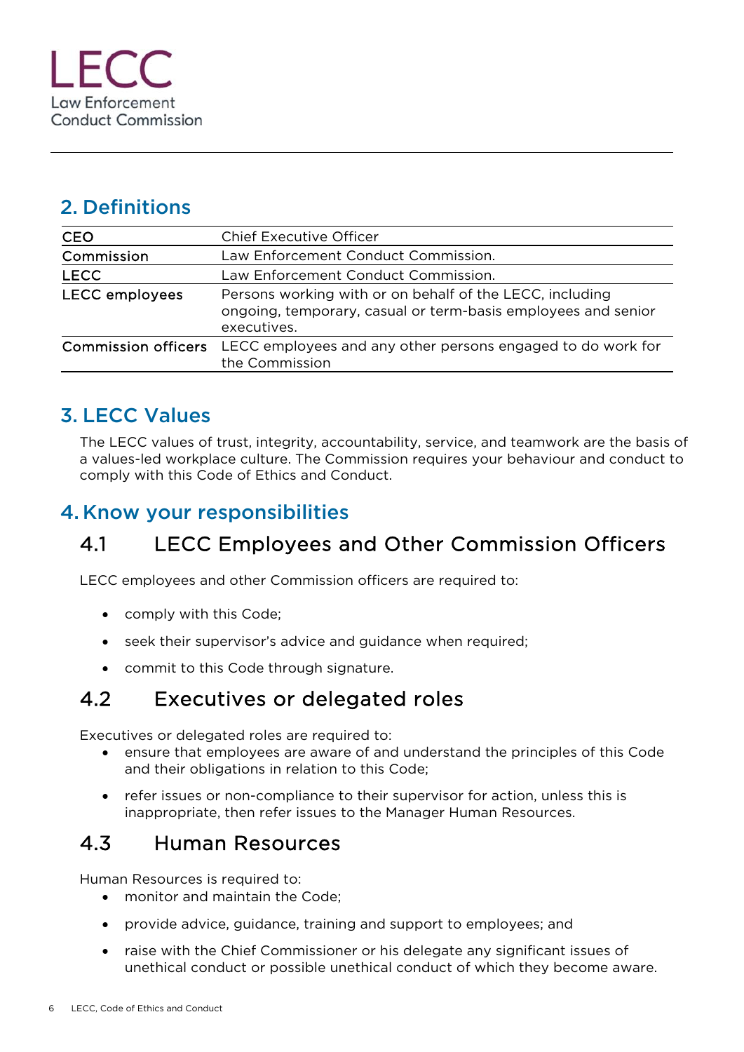## 2. Definitions

| | |
|---|---|
| CEO | Chief Executive Officer |
| Commission | Law Enforcement Conduct Commission. |
| LECC | Law Enforcement Conduct Commission. |
| LECC employees | Persons working with or on behalf of the LECC, including ongoing, temporary, casual or term-basis employees and senior executives. |
| Commission officers | LECC employees and any other persons engaged to do work for the Commission |

## 3. LECC Values

The LECC values of trust, integrity, accountability, service, and teamwork are the basis of a values-led workplace culture. The Commission requires your behaviour and conduct to comply with this Code of Ethics and Conduct.

## 4. Know your responsibilities

### 4.1 LECC Employees and Other Commission Officers

LECC employees and other Commission officers are required to:

- comply with this Code;
- seek their supervisor's advice and guidance when required;
- commit to this Code through signature.

### 4.2 Executives or delegated roles

Executives or delegated roles are required to:

- ensure that employees are aware of and understand the principles of this Code and their obligations in relation to this Code;
- refer issues or non-compliance to their supervisor for action, unless this is inappropriate, then refer issues to the Manager Human Resources.

### 4.3 Human Resources

Human Resources is required to:

- monitor and maintain the Code;
- provide advice, guidance, training and support to employees; and
- raise with the Chief Commissioner or his delegate any significant issues of unethical conduct or possible unethical conduct of which they become aware.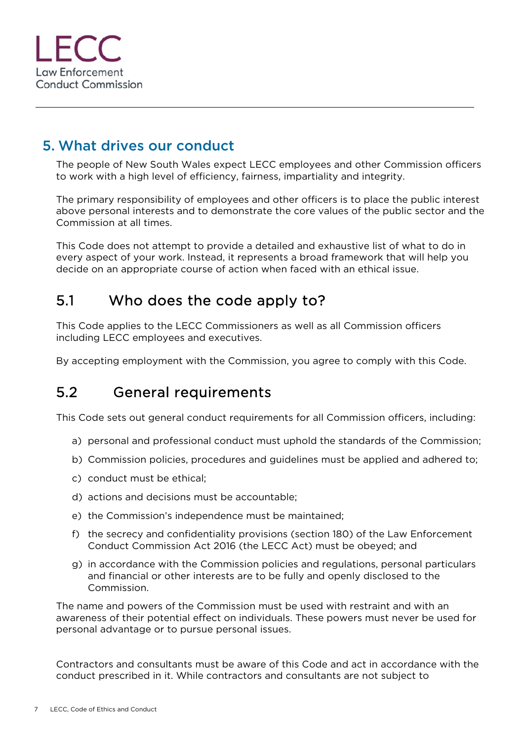## 5. What drives our conduct

The people of New South Wales expect LECC employees and other Commission officers to work with a high level of efficiency, fairness, impartiality and integrity.

The primary responsibility of employees and other officers is to place the public interest above personal interests and to demonstrate the core values of the public sector and the Commission at all times.

This Code does not attempt to provide a detailed and exhaustive list of what to do in every aspect of your work. Instead, it represents a broad framework that will help you decide on an appropriate course of action when faced with an ethical issue.

### 5.1 Who does the code apply to?

This Code applies to the LECC Commissioners as well as all Commission officers including LECC employees and executives.

By accepting employment with the Commission, you agree to comply with this Code.

### 5.2 General requirements

This Code sets out general conduct requirements for all Commission officers, including:

a) personal and professional conduct must uphold the standards of the Commission;

b) Commission policies, procedures and guidelines must be applied and adhered to;

c) conduct must be ethical;

d) actions and decisions must be accountable;

e) the Commission's independence must be maintained;

f) the secrecy and confidentiality provisions (section 180) of the Law Enforcement Conduct Commission Act 2016 (the LECC Act) must be obeyed; and

g) in accordance with the Commission policies and regulations, personal particulars and financial or other interests are to be fully and openly disclosed to the Commission.

The name and powers of the Commission must be used with restraint and with an awareness of their potential effect on individuals. These powers must never be used for personal advantage or to pursue personal issues.

Contractors and consultants must be aware of this Code and act in accordance with the conduct prescribed in it. While contractors and consultants are not subject to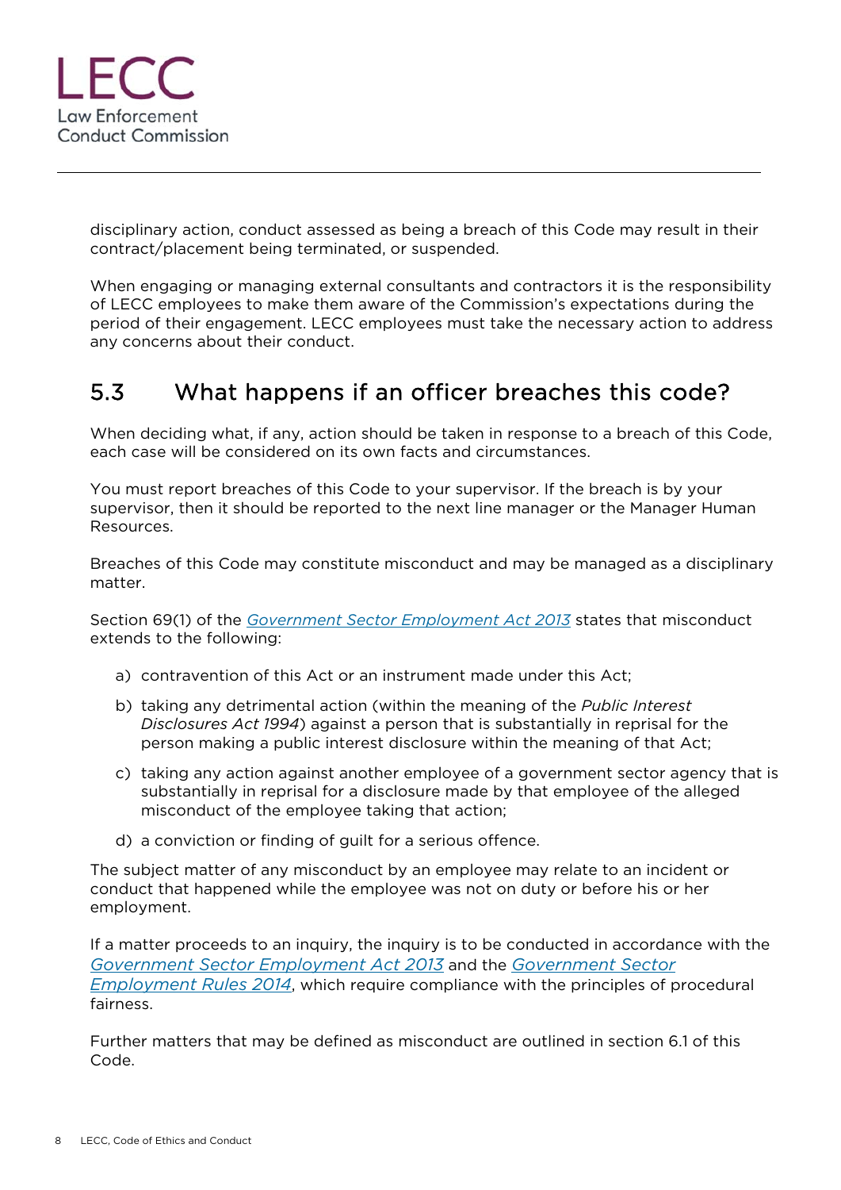disciplinary action, conduct assessed as being a breach of this Code may result in their contract/placement being terminated, or suspended.

When engaging or managing external consultants and contractors it is the responsibility of LECC employees to make them aware of the Commission's expectations during the period of their engagement. LECC employees must take the necessary action to address any concerns about their conduct.

## 5.3 What happens if an officer breaches this code?

When deciding what, if any, action should be taken in response to a breach of this Code, each case will be considered on its own facts and circumstances.

You must report breaches of this Code to your supervisor. If the breach is by your supervisor, then it should be reported to the next line manager or the Manager Human Resources.

Breaches of this Code may constitute misconduct and may be managed as a disciplinary matter.

Section 69(1) of the *Government Sector Employment Act 2013* states that misconduct extends to the following:

a) contravention of this Act or an instrument made under this Act;

b) taking any detrimental action (within the meaning of the *Public Interest Disclosures Act 1994*) against a person that is substantially in reprisal for the person making a public interest disclosure within the meaning of that Act;

c) taking any action against another employee of a government sector agency that is substantially in reprisal for a disclosure made by that employee of the alleged misconduct of the employee taking that action;

d) a conviction or finding of guilt for a serious offence.

The subject matter of any misconduct by an employee may relate to an incident or conduct that happened while the employee was not on duty or before his or her employment.

If a matter proceeds to an inquiry, the inquiry is to be conducted in accordance with the *Government Sector Employment Act 2013* and the *Government Sector Employment Rules 2014*, which require compliance with the principles of procedural fairness.

Further matters that may be defined as misconduct are outlined in section 6.1 of this Code.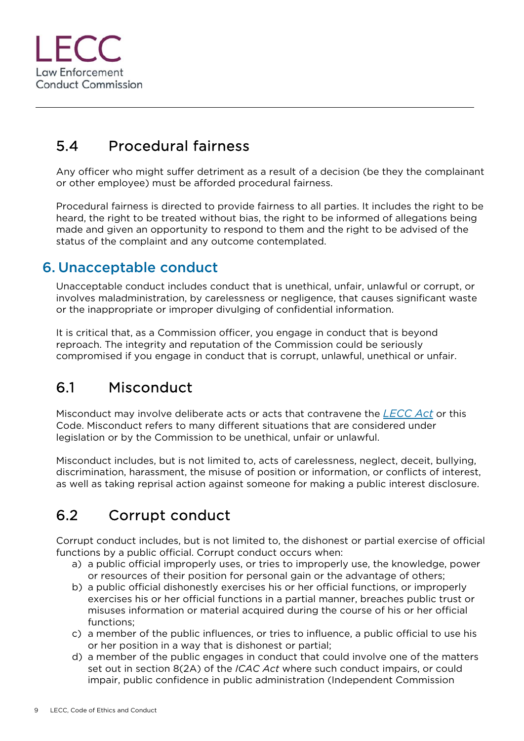### 5.4 Procedural fairness

Any officer who might suffer detriment as a result of a decision (be they the complainant or other employee) must be afforded procedural fairness.

Procedural fairness is directed to provide fairness to all parties. It includes the right to be heard, the right to be treated without bias, the right to be informed of allegations being made and given an opportunity to respond to them and the right to be advised of the status of the complaint and any outcome contemplated.

## 6. Unacceptable conduct

Unacceptable conduct includes conduct that is unethical, unfair, unlawful or corrupt, or involves maladministration, by carelessness or negligence, that causes significant waste or the inappropriate or improper divulging of confidential information.

It is critical that, as a Commission officer, you engage in conduct that is beyond reproach. The integrity and reputation of the Commission could be seriously compromised if you engage in conduct that is corrupt, unlawful, unethical or unfair.

### 6.1 Misconduct

Misconduct may involve deliberate acts or acts that contravene the *LECC Act* or this Code. Misconduct refers to many different situations that are considered under legislation or by the Commission to be unethical, unfair or unlawful.

Misconduct includes, but is not limited to, acts of carelessness, neglect, deceit, bullying, discrimination, harassment, the misuse of position or information, or conflicts of interest, as well as taking reprisal action against someone for making a public interest disclosure.

### 6.2 Corrupt conduct

Corrupt conduct includes, but is not limited to, the dishonest or partial exercise of official functions by a public official. Corrupt conduct occurs when:

a) a public official improperly uses, or tries to improperly use, the knowledge, power or resources of their position for personal gain or the advantage of others;
b) a public official dishonestly exercises his or her official functions, or improperly exercises his or her official functions in a partial manner, breaches public trust or misuses information or material acquired during the course of his or her official functions;
c) a member of the public influences, or tries to influence, a public official to use his or her position in a way that is dishonest or partial;
d) a member of the public engages in conduct that could involve one of the matters set out in section 8(2A) of the *ICAC Act* where such conduct impairs, or could impair, public confidence in public administration (Independent Commission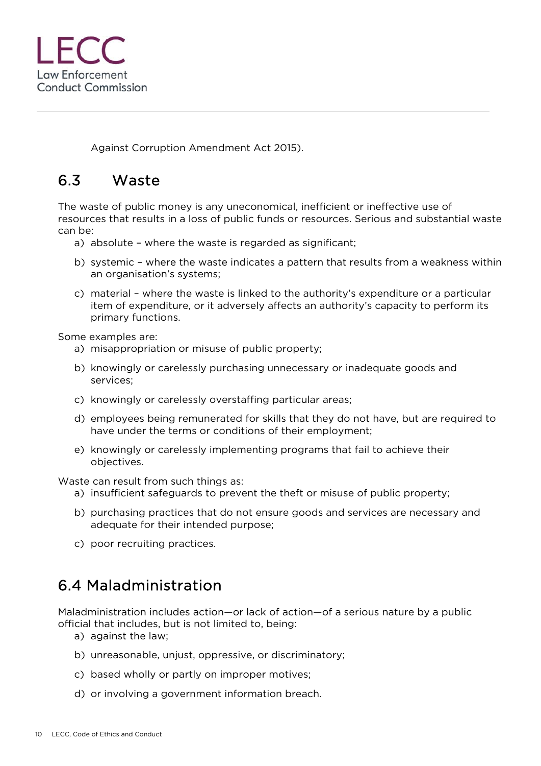Against Corruption Amendment Act 2015).

## 6.3 Waste

The waste of public money is any uneconomical, inefficient or ineffective use of resources that results in a loss of public funds or resources. Serious and substantial waste can be:

a) absolute – where the waste is regarded as significant;

b) systemic – where the waste indicates a pattern that results from a weakness within an organisation's systems;

c) material – where the waste is linked to the authority's expenditure or a particular item of expenditure, or it adversely affects an authority's capacity to perform its primary functions.

Some examples are:

a) misappropriation or misuse of public property;

b) knowingly or carelessly purchasing unnecessary or inadequate goods and services;

c) knowingly or carelessly overstaffing particular areas;

d) employees being remunerated for skills that they do not have, but are required to have under the terms or conditions of their employment;

e) knowingly or carelessly implementing programs that fail to achieve their objectives.

Waste can result from such things as:

a) insufficient safeguards to prevent the theft or misuse of public property;

b) purchasing practices that do not ensure goods and services are necessary and adequate for their intended purpose;

c) poor recruiting practices.

## 6.4 Maladministration

Maladministration includes action—or lack of action—of a serious nature by a public official that includes, but is not limited to, being:

a) against the law;

b) unreasonable, unjust, oppressive, or discriminatory;

c) based wholly or partly on improper motives;

d) or involving a government information breach.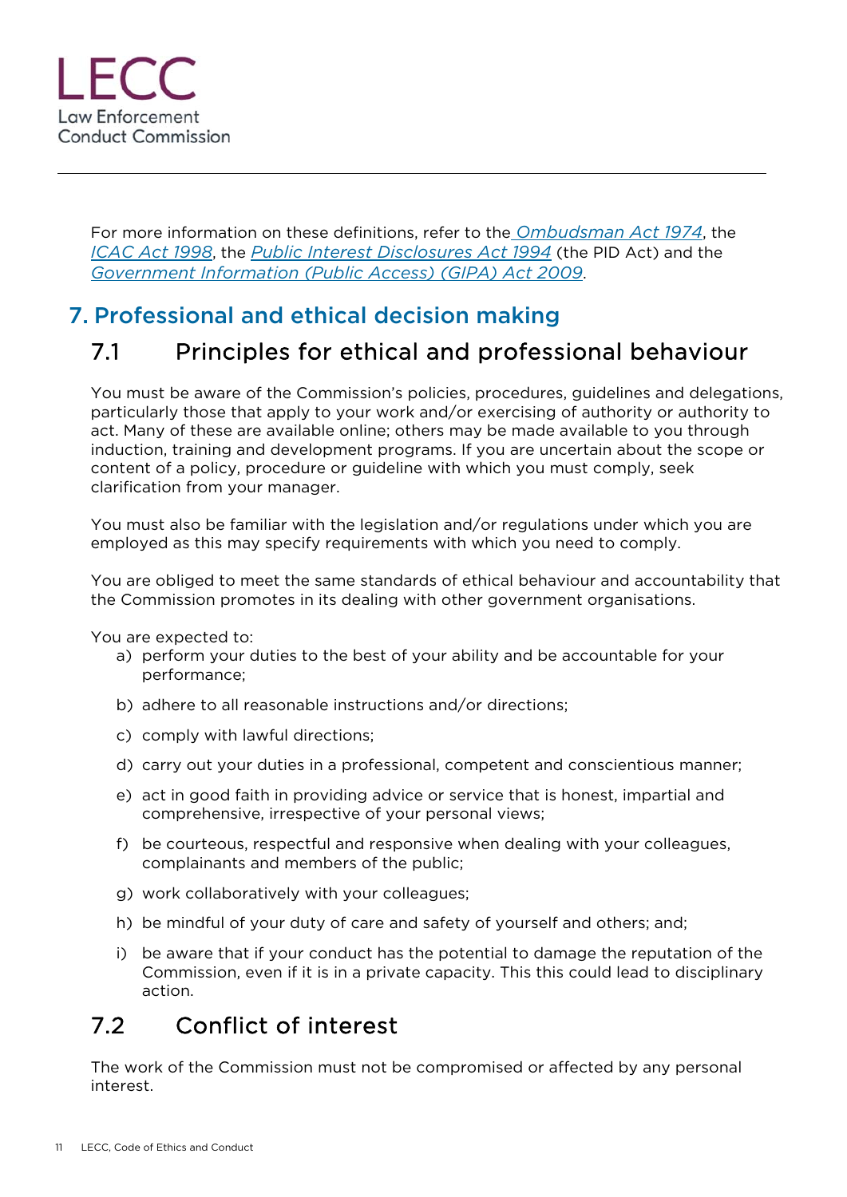For more information on these definitions, refer to the *Ombudsman Act 1974*, the *ICAC Act 1998*, the *Public Interest Disclosures Act 1994* (the PID Act) and the *Government Information (Public Access) (GIPA) Act 2009*.

# 7. Professional and ethical decision making

## 7.1 Principles for ethical and professional behaviour

You must be aware of the Commission's policies, procedures, guidelines and delegations, particularly those that apply to your work and/or exercising of authority or authority to act. Many of these are available online; others may be made available to you through induction, training and development programs. If you are uncertain about the scope or content of a policy, procedure or guideline with which you must comply, seek clarification from your manager.

You must also be familiar with the legislation and/or regulations under which you are employed as this may specify requirements with which you need to comply.

You are obliged to meet the same standards of ethical behaviour and accountability that the Commission promotes in its dealing with other government organisations.

You are expected to:

a) perform your duties to the best of your ability and be accountable for your performance;

b) adhere to all reasonable instructions and/or directions;

c) comply with lawful directions;

d) carry out your duties in a professional, competent and conscientious manner;

e) act in good faith in providing advice or service that is honest, impartial and comprehensive, irrespective of your personal views;

f) be courteous, respectful and responsive when dealing with your colleagues, complainants and members of the public;

g) work collaboratively with your colleagues;

h) be mindful of your duty of care and safety of yourself and others; and;

i) be aware that if your conduct has the potential to damage the reputation of the Commission, even if it is in a private capacity. This this could lead to disciplinary action.

## 7.2 Conflict of interest

The work of the Commission must not be compromised or affected by any personal interest.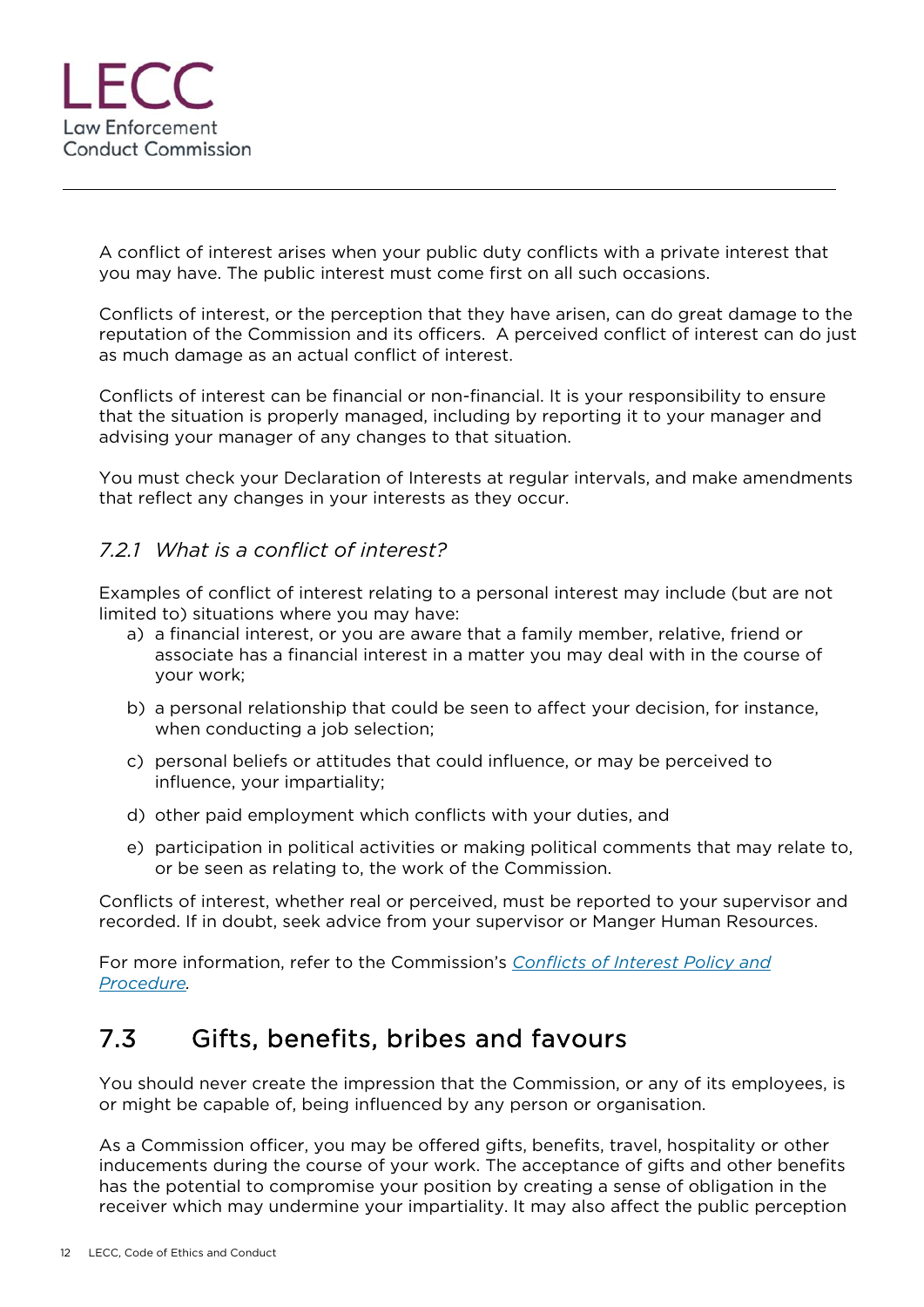A conflict of interest arises when your public duty conflicts with a private interest that you may have. The public interest must come first on all such occasions.

Conflicts of interest, or the perception that they have arisen, can do great damage to the reputation of the Commission and its officers. A perceived conflict of interest can do just as much damage as an actual conflict of interest.

Conflicts of interest can be financial or non-financial. It is your responsibility to ensure that the situation is properly managed, including by reporting it to your manager and advising your manager of any changes to that situation.

You must check your Declaration of Interests at regular intervals, and make amendments that reflect any changes in your interests as they occur.

### *7.2.1 What is a conflict of interest?*

Examples of conflict of interest relating to a personal interest may include (but are not limited to) situations where you may have:

a) a financial interest, or you are aware that a family member, relative, friend or associate has a financial interest in a matter you may deal with in the course of your work;

b) a personal relationship that could be seen to affect your decision, for instance, when conducting a job selection;

c) personal beliefs or attitudes that could influence, or may be perceived to influence, your impartiality;

d) other paid employment which conflicts with your duties, and

e) participation in political activities or making political comments that may relate to, or be seen as relating to, the work of the Commission.

Conflicts of interest, whether real or perceived, must be reported to your supervisor and recorded. If in doubt, seek advice from your supervisor or Manger Human Resources.

For more information, refer to the Commission's *Conflicts of Interest Policy and Procedure*.

## 7.3 Gifts, benefits, bribes and favours

You should never create the impression that the Commission, or any of its employees, is or might be capable of, being influenced by any person or organisation.

As a Commission officer, you may be offered gifts, benefits, travel, hospitality or other inducements during the course of your work. The acceptance of gifts and other benefits has the potential to compromise your position by creating a sense of obligation in the receiver which may undermine your impartiality. It may also affect the public perception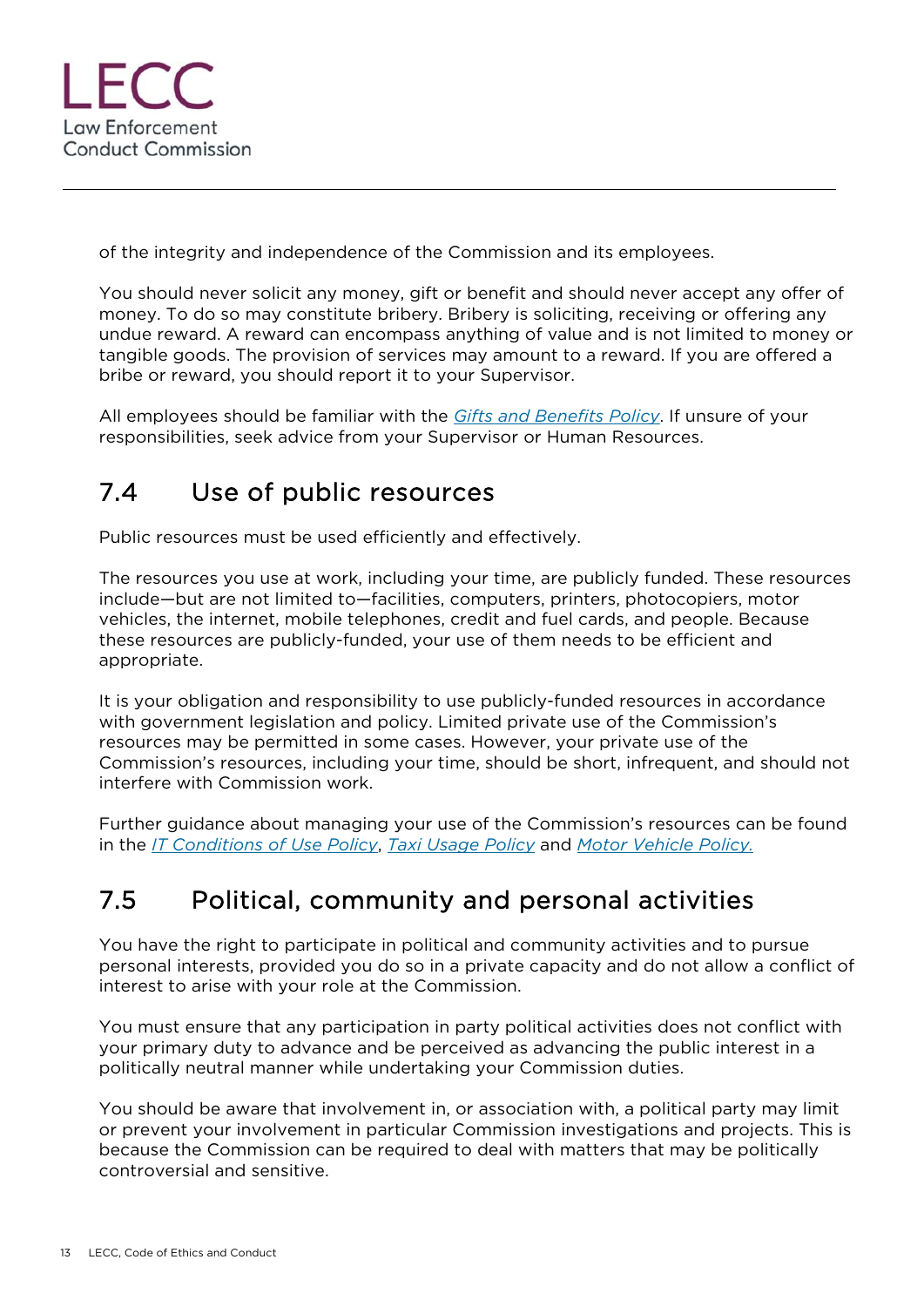of the integrity and independence of the Commission and its employees.

You should never solicit any money, gift or benefit and should never accept any offer of money. To do so may constitute bribery. Bribery is soliciting, receiving or offering any undue reward. A reward can encompass anything of value and is not limited to money or tangible goods. The provision of services may amount to a reward. If you are offered a bribe or reward, you should report it to your Supervisor.

All employees should be familiar with the *Gifts and Benefits Policy*. If unsure of your responsibilities, seek advice from your Supervisor or Human Resources.

## 7.4 Use of public resources

Public resources must be used efficiently and effectively.

The resources you use at work, including your time, are publicly funded. These resources include—but are not limited to—facilities, computers, printers, photocopiers, motor vehicles, the internet, mobile telephones, credit and fuel cards, and people. Because these resources are publicly-funded, your use of them needs to be efficient and appropriate.

It is your obligation and responsibility to use publicly-funded resources in accordance with government legislation and policy. Limited private use of the Commission's resources may be permitted in some cases. However, your private use of the Commission's resources, including your time, should be short, infrequent, and should not interfere with Commission work.

Further guidance about managing your use of the Commission's resources can be found in the *IT Conditions of Use Policy*, *Taxi Usage Policy* and *Motor Vehicle Policy.*

## 7.5 Political, community and personal activities

You have the right to participate in political and community activities and to pursue personal interests, provided you do so in a private capacity and do not allow a conflict of interest to arise with your role at the Commission.

You must ensure that any participation in party political activities does not conflict with your primary duty to advance and be perceived as advancing the public interest in a politically neutral manner while undertaking your Commission duties.

You should be aware that involvement in, or association with, a political party may limit or prevent your involvement in particular Commission investigations and projects. This is because the Commission can be required to deal with matters that may be politically controversial and sensitive.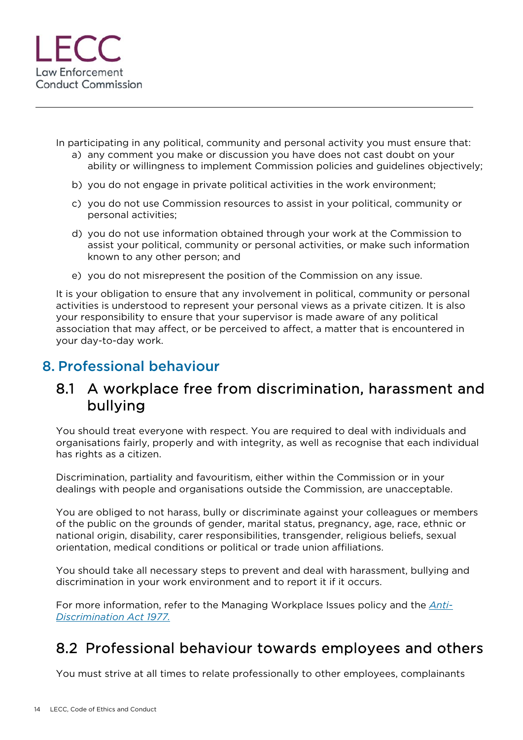In participating in any political, community and personal activity you must ensure that:

a) any comment you make or discussion you have does not cast doubt on your ability or willingness to implement Commission policies and guidelines objectively;

b) you do not engage in private political activities in the work environment;

c) you do not use Commission resources to assist in your political, community or personal activities;

d) you do not use information obtained through your work at the Commission to assist your political, community or personal activities, or make such information known to any other person; and

e) you do not misrepresent the position of the Commission on any issue.

It is your obligation to ensure that any involvement in political, community or personal activities is understood to represent your personal views as a private citizen. It is also your responsibility to ensure that your supervisor is made aware of any political association that may affect, or be perceived to affect, a matter that is encountered in your day-to-day work.

# 8. Professional behaviour

## 8.1 A workplace free from discrimination, harassment and bullying

You should treat everyone with respect. You are required to deal with individuals and organisations fairly, properly and with integrity, as well as recognise that each individual has rights as a citizen.

Discrimination, partiality and favouritism, either within the Commission or in your dealings with people and organisations outside the Commission, are unacceptable.

You are obliged to not harass, bully or discriminate against your colleagues or members of the public on the grounds of gender, marital status, pregnancy, age, race, ethnic or national origin, disability, carer responsibilities, transgender, religious beliefs, sexual orientation, medical conditions or political or trade union affiliations.

You should take all necessary steps to prevent and deal with harassment, bullying and discrimination in your work environment and to report it if it occurs.

For more information, refer to the Managing Workplace Issues policy and the *Anti-Discrimination Act 1977.*

## 8.2 Professional behaviour towards employees and others

You must strive at all times to relate professionally to other employees, complainants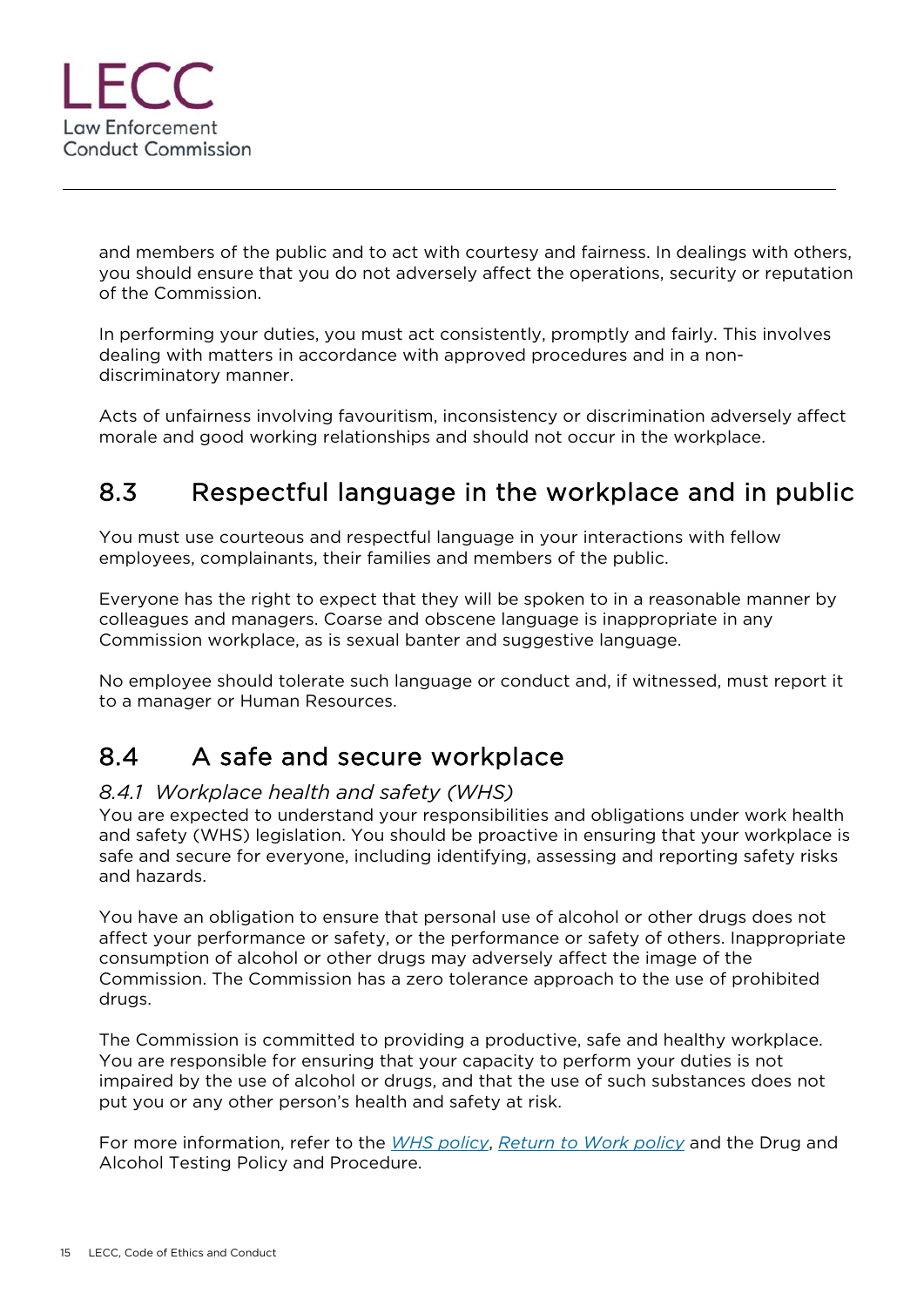and members of the public and to act with courtesy and fairness. In dealings with others, you should ensure that you do not adversely affect the operations, security or reputation of the Commission.

In performing your duties, you must act consistently, promptly and fairly. This involves dealing with matters in accordance with approved procedures and in a non-discriminatory manner.

Acts of unfairness involving favouritism, inconsistency or discrimination adversely affect morale and good working relationships and should not occur in the workplace.

## 8.3 Respectful language in the workplace and in public

You must use courteous and respectful language in your interactions with fellow employees, complainants, their families and members of the public.

Everyone has the right to expect that they will be spoken to in a reasonable manner by colleagues and managers. Coarse and obscene language is inappropriate in any Commission workplace, as is sexual banter and suggestive language.

No employee should tolerate such language or conduct and, if witnessed, must report it to a manager or Human Resources.

## 8.4 A safe and secure workplace

### *8.4.1 Workplace health and safety (WHS)*

You are expected to understand your responsibilities and obligations under work health and safety (WHS) legislation. You should be proactive in ensuring that your workplace is safe and secure for everyone, including identifying, assessing and reporting safety risks and hazards.

You have an obligation to ensure that personal use of alcohol or other drugs does not affect your performance or safety, or the performance or safety of others. Inappropriate consumption of alcohol or other drugs may adversely affect the image of the Commission. The Commission has a zero tolerance approach to the use of prohibited drugs.

The Commission is committed to providing a productive, safe and healthy workplace. You are responsible for ensuring that your capacity to perform your duties is not impaired by the use of alcohol or drugs, and that the use of such substances does not put you or any other person's health and safety at risk.

For more information, refer to the *WHS policy*, *Return to Work policy* and the Drug and Alcohol Testing Policy and Procedure.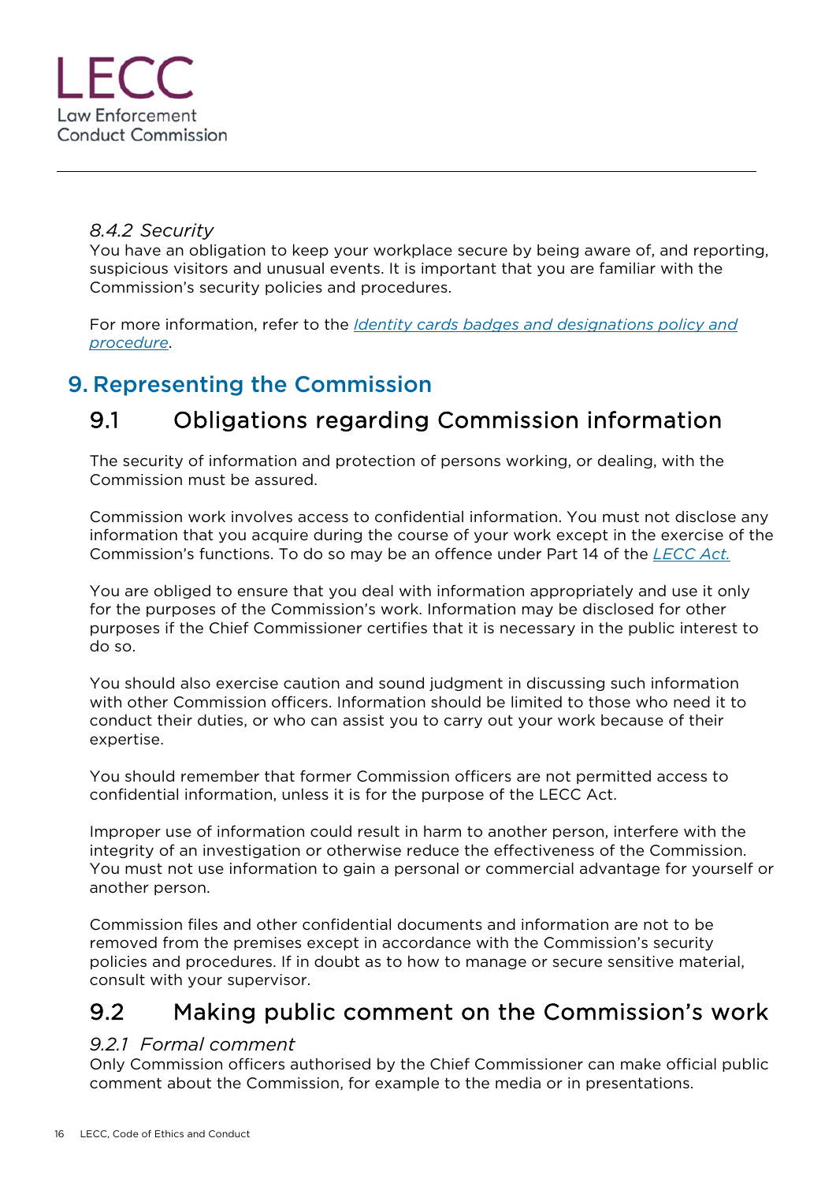*8.4.2 Security*

You have an obligation to keep your workplace secure by being aware of, and reporting, suspicious visitors and unusual events. It is important that you are familiar with the Commission's security policies and procedures.

For more information, refer to the *Identity cards badges and designations policy and procedure*.

# 9. Representing the Commission

## 9.1 Obligations regarding Commission information

The security of information and protection of persons working, or dealing, with the Commission must be assured.

Commission work involves access to confidential information. You must not disclose any information that you acquire during the course of your work except in the exercise of the Commission's functions. To do so may be an offence under Part 14 of the LECC Act.

You are obliged to ensure that you deal with information appropriately and use it only for the purposes of the Commission's work. Information may be disclosed for other purposes if the Chief Commissioner certifies that it is necessary in the public interest to do so.

You should also exercise caution and sound judgment in discussing such information with other Commission officers. Information should be limited to those who need it to conduct their duties, or who can assist you to carry out your work because of their expertise.

You should remember that former Commission officers are not permitted access to confidential information, unless it is for the purpose of the LECC Act.

Improper use of information could result in harm to another person, interfere with the integrity of an investigation or otherwise reduce the effectiveness of the Commission. You must not use information to gain a personal or commercial advantage for yourself or another person.

Commission files and other confidential documents and information are not to be removed from the premises except in accordance with the Commission's security policies and procedures. If in doubt as to how to manage or secure sensitive material, consult with your supervisor.

## 9.2 Making public comment on the Commission's work

*9.2.1 Formal comment*

Only Commission officers authorised by the Chief Commissioner can make official public comment about the Commission, for example to the media or in presentations.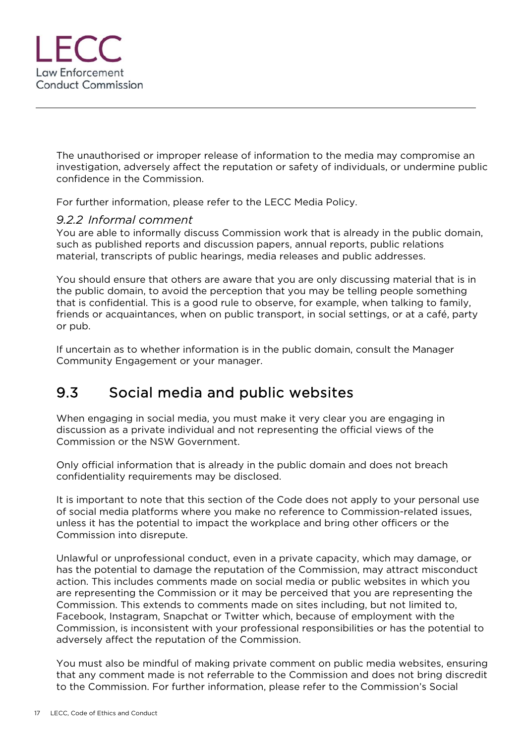The unauthorised or improper release of information to the media may compromise an investigation, adversely affect the reputation or safety of individuals, or undermine public confidence in the Commission.

For further information, please refer to the LECC Media Policy.

### *9.2.2 Informal comment*

You are able to informally discuss Commission work that is already in the public domain, such as published reports and discussion papers, annual reports, public relations material, transcripts of public hearings, media releases and public addresses.

You should ensure that others are aware that you are only discussing material that is in the public domain, to avoid the perception that you may be telling people something that is confidential. This is a good rule to observe, for example, when talking to family, friends or acquaintances, when on public transport, in social settings, or at a café, party or pub.

If uncertain as to whether information is in the public domain, consult the Manager Community Engagement or your manager.

## 9.3 Social media and public websites

When engaging in social media, you must make it very clear you are engaging in discussion as a private individual and not representing the official views of the Commission or the NSW Government.

Only official information that is already in the public domain and does not breach confidentiality requirements may be disclosed.

It is important to note that this section of the Code does not apply to your personal use of social media platforms where you make no reference to Commission-related issues, unless it has the potential to impact the workplace and bring other officers or the Commission into disrepute.

Unlawful or unprofessional conduct, even in a private capacity, which may damage, or has the potential to damage the reputation of the Commission, may attract misconduct action. This includes comments made on social media or public websites in which you are representing the Commission or it may be perceived that you are representing the Commission. This extends to comments made on sites including, but not limited to, Facebook, Instagram, Snapchat or Twitter which, because of employment with the Commission, is inconsistent with your professional responsibilities or has the potential to adversely affect the reputation of the Commission.

You must also be mindful of making private comment on public media websites, ensuring that any comment made is not referrable to the Commission and does not bring discredit to the Commission. For further information, please refer to the Commission's Social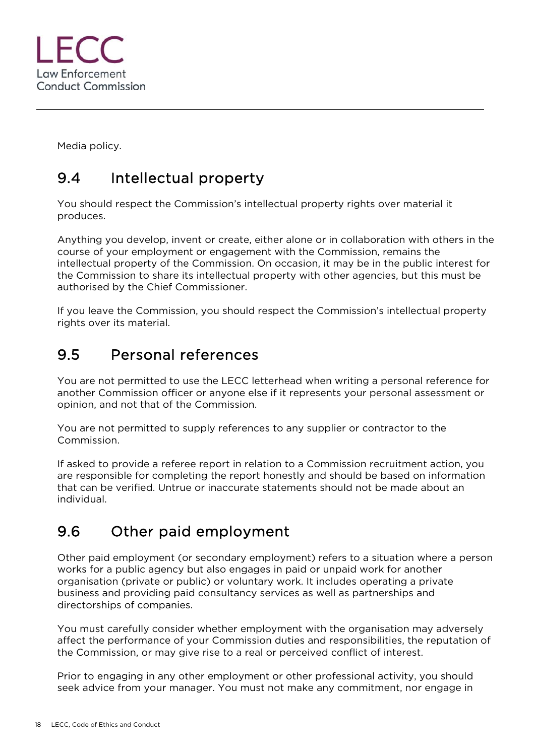Media policy.

## 9.4 Intellectual property

You should respect the Commission's intellectual property rights over material it produces.

Anything you develop, invent or create, either alone or in collaboration with others in the course of your employment or engagement with the Commission, remains the intellectual property of the Commission. On occasion, it may be in the public interest for the Commission to share its intellectual property with other agencies, but this must be authorised by the Chief Commissioner.

If you leave the Commission, you should respect the Commission's intellectual property rights over its material.

## 9.5 Personal references

You are not permitted to use the LECC letterhead when writing a personal reference for another Commission officer or anyone else if it represents your personal assessment or opinion, and not that of the Commission.

You are not permitted to supply references to any supplier or contractor to the Commission.

If asked to provide a referee report in relation to a Commission recruitment action, you are responsible for completing the report honestly and should be based on information that can be verified. Untrue or inaccurate statements should not be made about an individual.

## 9.6 Other paid employment

Other paid employment (or secondary employment) refers to a situation where a person works for a public agency but also engages in paid or unpaid work for another organisation (private or public) or voluntary work. It includes operating a private business and providing paid consultancy services as well as partnerships and directorships of companies.

You must carefully consider whether employment with the organisation may adversely affect the performance of your Commission duties and responsibilities, the reputation of the Commission, or may give rise to a real or perceived conflict of interest.

Prior to engaging in any other employment or other professional activity, you should seek advice from your manager. You must not make any commitment, nor engage in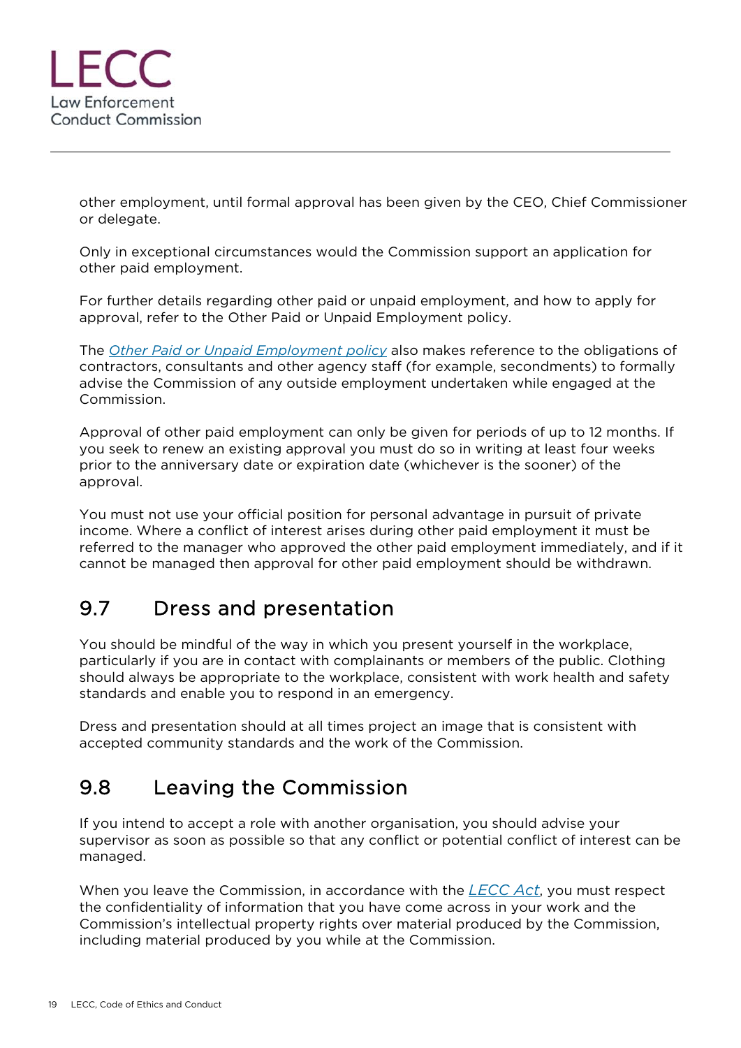other employment, until formal approval has been given by the CEO, Chief Commissioner or delegate.

Only in exceptional circumstances would the Commission support an application for other paid employment.

For further details regarding other paid or unpaid employment, and how to apply for approval, refer to the Other Paid or Unpaid Employment policy.

The *Other Paid or Unpaid Employment policy* also makes reference to the obligations of contractors, consultants and other agency staff (for example, secondments) to formally advise the Commission of any outside employment undertaken while engaged at the Commission.

Approval of other paid employment can only be given for periods of up to 12 months. If you seek to renew an existing approval you must do so in writing at least four weeks prior to the anniversary date or expiration date (whichever is the sooner) of the approval.

You must not use your official position for personal advantage in pursuit of private income. Where a conflict of interest arises during other paid employment it must be referred to the manager who approved the other paid employment immediately, and if it cannot be managed then approval for other paid employment should be withdrawn.

## 9.7 Dress and presentation

You should be mindful of the way in which you present yourself in the workplace, particularly if you are in contact with complainants or members of the public. Clothing should always be appropriate to the workplace, consistent with work health and safety standards and enable you to respond in an emergency.

Dress and presentation should at all times project an image that is consistent with accepted community standards and the work of the Commission.

## 9.8 Leaving the Commission

If you intend to accept a role with another organisation, you should advise your supervisor as soon as possible so that any conflict or potential conflict of interest can be managed.

When you leave the Commission, in accordance with the *LECC Act*, you must respect the confidentiality of information that you have come across in your work and the Commission's intellectual property rights over material produced by the Commission, including material produced by you while at the Commission.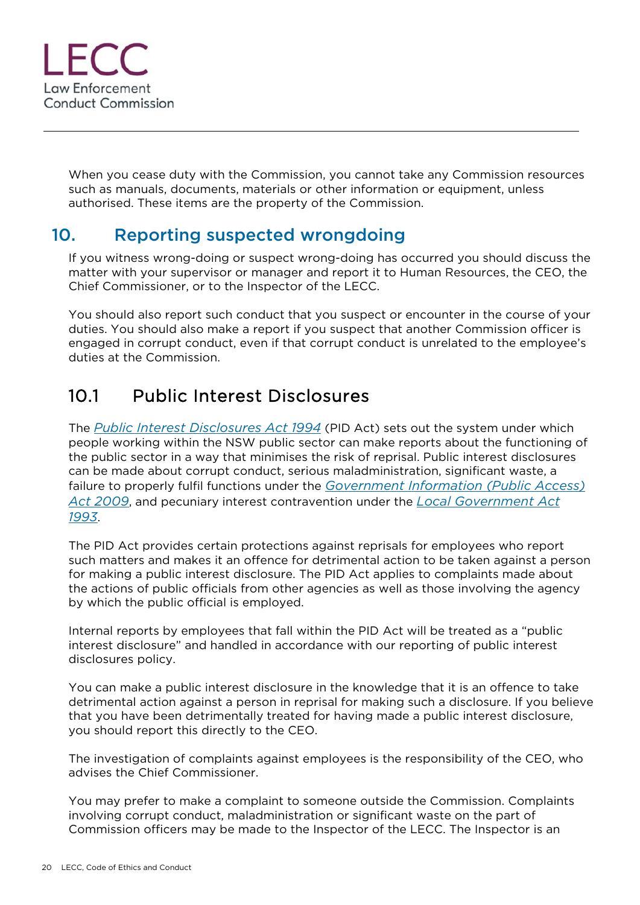When you cease duty with the Commission, you cannot take any Commission resources such as manuals, documents, materials or other information or equipment, unless authorised. These items are the property of the Commission.

## 10. Reporting suspected wrongdoing

If you witness wrong-doing or suspect wrong-doing has occurred you should discuss the matter with your supervisor or manager and report it to Human Resources, the CEO, the Chief Commissioner, or to the Inspector of the LECC.

You should also report such conduct that you suspect or encounter in the course of your duties. You should also make a report if you suspect that another Commission officer is engaged in corrupt conduct, even if that corrupt conduct is unrelated to the employee's duties at the Commission.

### 10.1 Public Interest Disclosures

The *Public Interest Disclosures Act 1994* (PID Act) sets out the system under which people working within the NSW public sector can make reports about the functioning of the public sector in a way that minimises the risk of reprisal. Public interest disclosures can be made about corrupt conduct, serious maladministration, significant waste, a failure to properly fulfil functions under the *Government Information (Public Access) Act 2009*, and pecuniary interest contravention under the *Local Government Act 1993*.

The PID Act provides certain protections against reprisals for employees who report such matters and makes it an offence for detrimental action to be taken against a person for making a public interest disclosure. The PID Act applies to complaints made about the actions of public officials from other agencies as well as those involving the agency by which the public official is employed.

Internal reports by employees that fall within the PID Act will be treated as a "public interest disclosure" and handled in accordance with our reporting of public interest disclosures policy.

You can make a public interest disclosure in the knowledge that it is an offence to take detrimental action against a person in reprisal for making such a disclosure. If you believe that you have been detrimentally treated for having made a public interest disclosure, you should report this directly to the CEO.

The investigation of complaints against employees is the responsibility of the CEO, who advises the Chief Commissioner.

You may prefer to make a complaint to someone outside the Commission. Complaints involving corrupt conduct, maladministration or significant waste on the part of Commission officers may be made to the Inspector of the LECC. The Inspector is an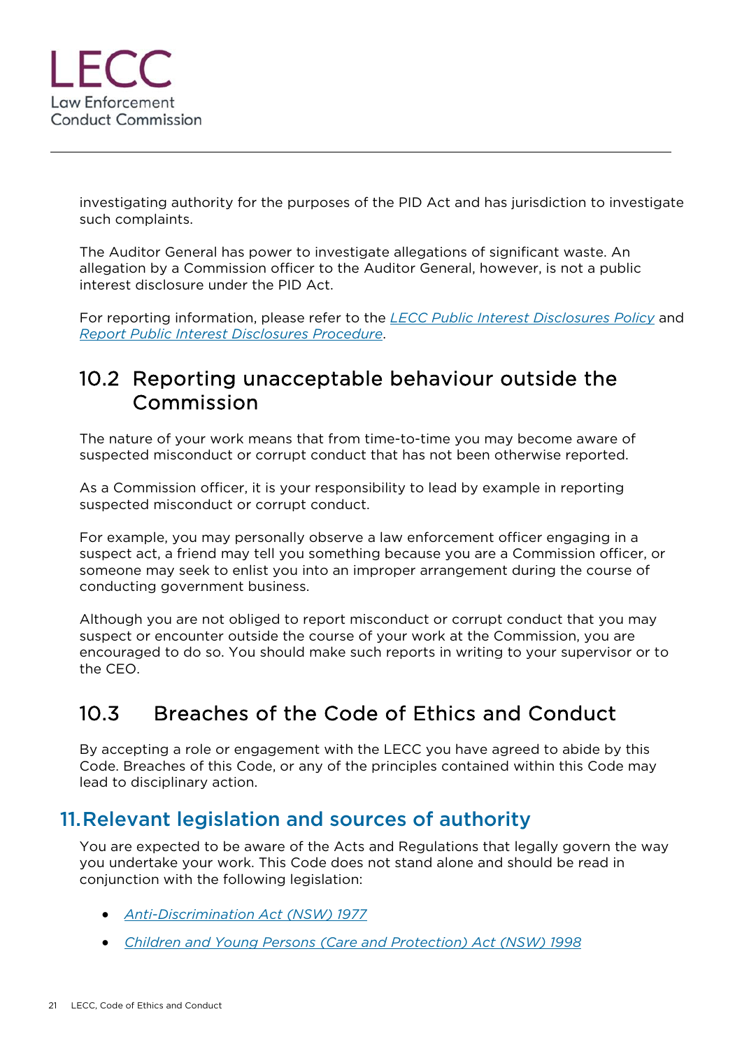investigating authority for the purposes of the PID Act and has jurisdiction to investigate such complaints.

The Auditor General has power to investigate allegations of significant waste. An allegation by a Commission officer to the Auditor General, however, is not a public interest disclosure under the PID Act.

For reporting information, please refer to the *LECC Public Interest Disclosures Policy* and *Report Public Interest Disclosures Procedure*.

### 10.2 Reporting unacceptable behaviour outside the Commission

The nature of your work means that from time-to-time you may become aware of suspected misconduct or corrupt conduct that has not been otherwise reported.

As a Commission officer, it is your responsibility to lead by example in reporting suspected misconduct or corrupt conduct.

For example, you may personally observe a law enforcement officer engaging in a suspect act, a friend may tell you something because you are a Commission officer, or someone may seek to enlist you into an improper arrangement during the course of conducting government business.

Although you are not obliged to report misconduct or corrupt conduct that you may suspect or encounter outside the course of your work at the Commission, you are encouraged to do so. You should make such reports in writing to your supervisor or to the CEO.

### 10.3 Breaches of the Code of Ethics and Conduct

By accepting a role or engagement with the LECC you have agreed to abide by this Code. Breaches of this Code, or any of the principles contained within this Code may lead to disciplinary action.

## 11. Relevant legislation and sources of authority

You are expected to be aware of the Acts and Regulations that legally govern the way you undertake your work. This Code does not stand alone and should be read in conjunction with the following legislation:

- *Anti-Discrimination Act (NSW) 1977*
- *Children and Young Persons (Care and Protection) Act (NSW) 1998*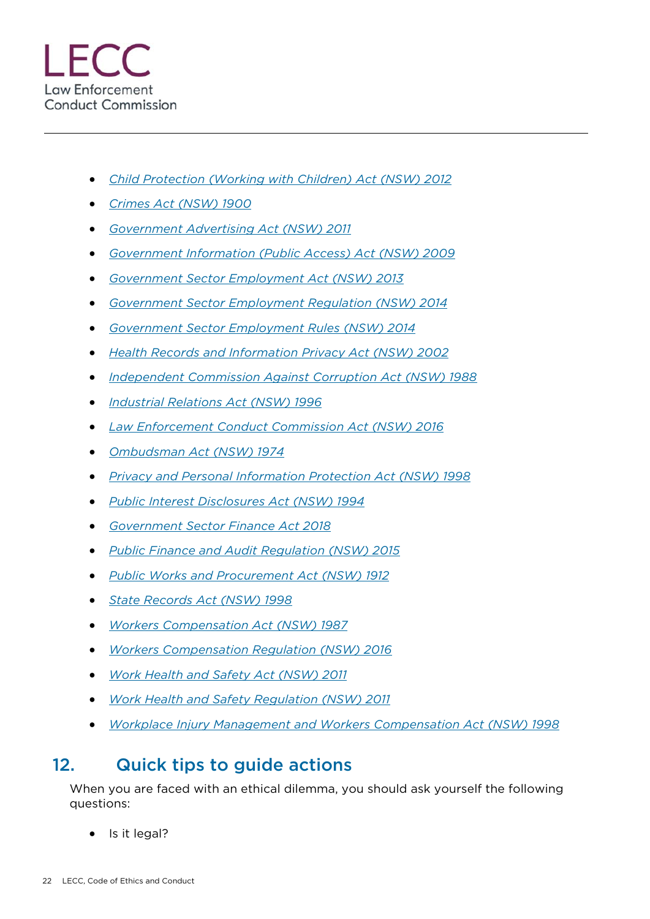- *Child Protection (Working with Children) Act (NSW) 2012*
- *Crimes Act (NSW) 1900*
- *Government Advertising Act (NSW) 2011*
- *Government Information (Public Access) Act (NSW) 2009*
- *Government Sector Employment Act (NSW) 2013*
- *Government Sector Employment Regulation (NSW) 2014*
- *Government Sector Employment Rules (NSW) 2014*
- *Health Records and Information Privacy Act (NSW) 2002*
- *Independent Commission Against Corruption Act (NSW) 1988*
- *Industrial Relations Act (NSW) 1996*
- *Law Enforcement Conduct Commission Act (NSW) 2016*
- *Ombudsman Act (NSW) 1974*
- *Privacy and Personal Information Protection Act (NSW) 1998*
- *Public Interest Disclosures Act (NSW) 1994*
- *Government Sector Finance Act 2018*
- *Public Finance and Audit Regulation (NSW) 2015*
- *Public Works and Procurement Act (NSW) 1912*
- *State Records Act (NSW) 1998*
- *Workers Compensation Act (NSW) 1987*
- *Workers Compensation Regulation (NSW) 2016*
- *Work Health and Safety Act (NSW) 2011*
- *Work Health and Safety Regulation (NSW) 2011*
- *Workplace Injury Management and Workers Compensation Act (NSW) 1998*

## 12. Quick tips to guide actions

When you are faced with an ethical dilemma, you should ask yourself the following questions:

- Is it legal?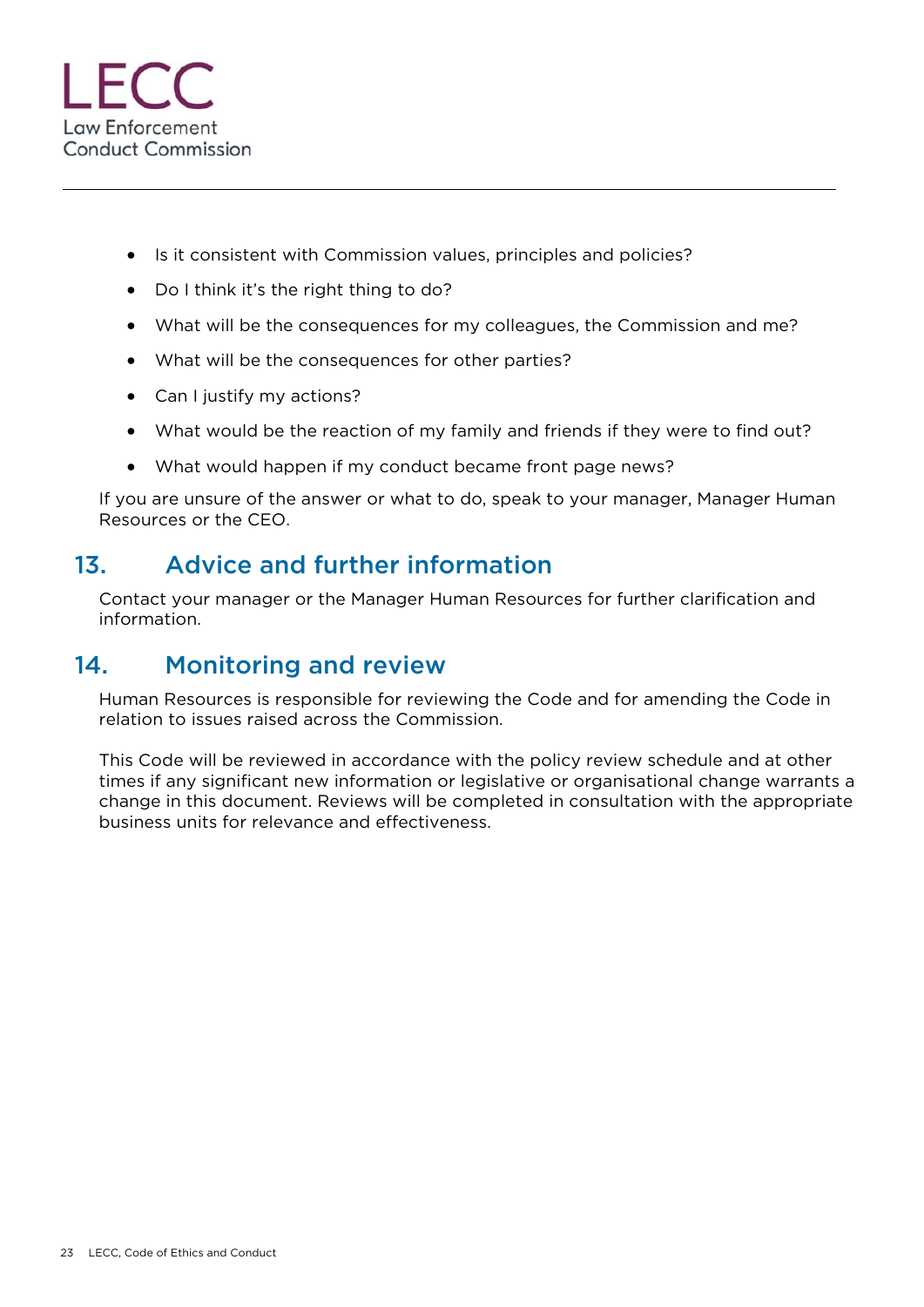- Is it consistent with Commission values, principles and policies?
- Do I think it's the right thing to do?
- What will be the consequences for my colleagues, the Commission and me?
- What will be the consequences for other parties?
- Can I justify my actions?
- What would be the reaction of my family and friends if they were to find out?
- What would happen if my conduct became front page news?

If you are unsure of the answer or what to do, speak to your manager, Manager Human Resources or the CEO.

## 13. Advice and further information

Contact your manager or the Manager Human Resources for further clarification and information.

## 14. Monitoring and review

Human Resources is responsible for reviewing the Code and for amending the Code in relation to issues raised across the Commission.

This Code will be reviewed in accordance with the policy review schedule and at other times if any significant new information or legislative or organisational change warrants a change in this document. Reviews will be completed in consultation with the appropriate business units for relevance and effectiveness.